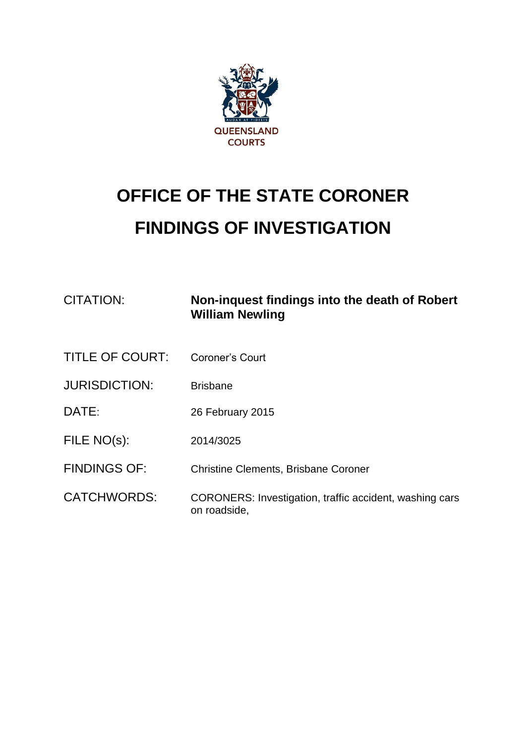QUEENSLAND COURTS

# OFFICE OF THE STATE CORONER

# FINDINGS OF INVESTIGATION

| | |
|---|---|
| CITATION: | **Non-inquest findings into the death of Robert William Newling** |
| TITLE OF COURT: | Coroner's Court |
| JURISDICTION: | Brisbane |
| DATE: | 26 February 2015 |
| FILE NO(s): | 2014/3025 |
| FINDINGS OF: | Christine Clements, Brisbane Coroner |
| CATCHWORDS: | CORONERS: Investigation, traffic accident, washing cars on roadside, |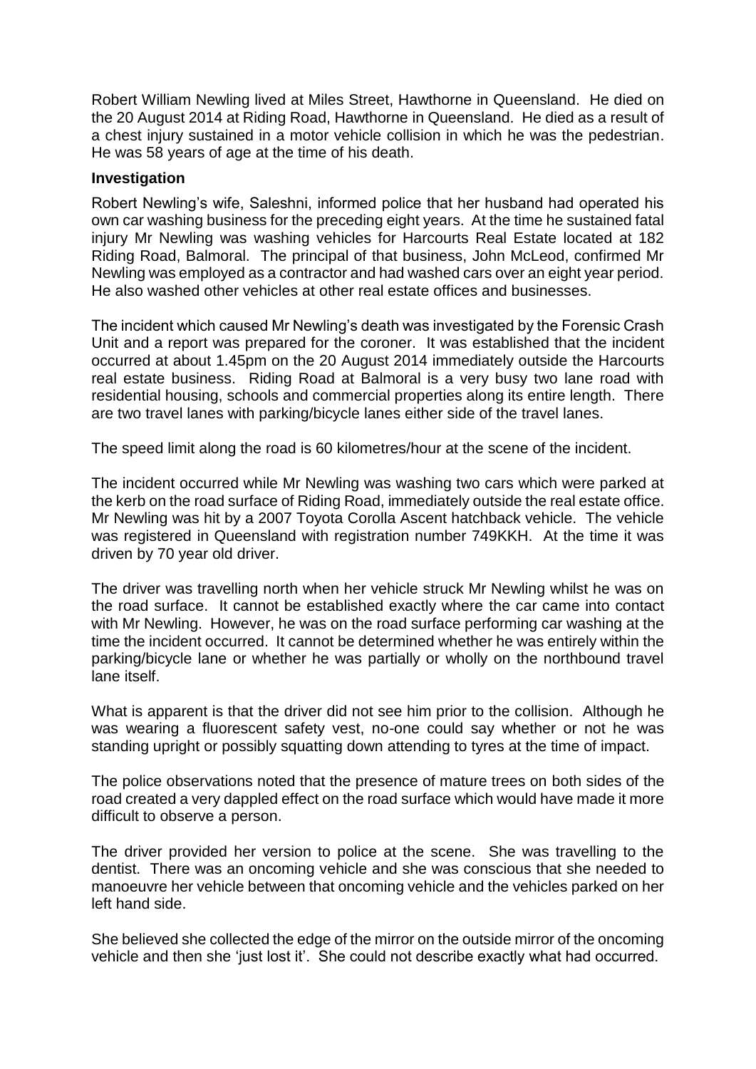Robert William Newling lived at Miles Street, Hawthorne in Queensland. He died on the 20 August 2014 at Riding Road, Hawthorne in Queensland. He died as a result of a chest injury sustained in a motor vehicle collision in which he was the pedestrian. He was 58 years of age at the time of his death.

**Investigation**

Robert Newling's wife, Saleshni, informed police that her husband had operated his own car washing business for the preceding eight years. At the time he sustained fatal injury Mr Newling was washing vehicles for Harcourts Real Estate located at 182 Riding Road, Balmoral. The principal of that business, John McLeod, confirmed Mr Newling was employed as a contractor and had washed cars over an eight year period. He also washed other vehicles at other real estate offices and businesses.

The incident which caused Mr Newling's death was investigated by the Forensic Crash Unit and a report was prepared for the coroner. It was established that the incident occurred at about 1.45pm on the 20 August 2014 immediately outside the Harcourts real estate business. Riding Road at Balmoral is a very busy two lane road with residential housing, schools and commercial properties along its entire length. There are two travel lanes with parking/bicycle lanes either side of the travel lanes.

The speed limit along the road is 60 kilometres/hour at the scene of the incident.

The incident occurred while Mr Newling was washing two cars which were parked at the kerb on the road surface of Riding Road, immediately outside the real estate office. Mr Newling was hit by a 2007 Toyota Corolla Ascent hatchback vehicle. The vehicle was registered in Queensland with registration number 749KKH. At the time it was driven by 70 year old driver.

The driver was travelling north when her vehicle struck Mr Newling whilst he was on the road surface. It cannot be established exactly where the car came into contact with Mr Newling. However, he was on the road surface performing car washing at the time the incident occurred. It cannot be determined whether he was entirely within the parking/bicycle lane or whether he was partially or wholly on the northbound travel lane itself.

What is apparent is that the driver did not see him prior to the collision. Although he was wearing a fluorescent safety vest, no-one could say whether or not he was standing upright or possibly squatting down attending to tyres at the time of impact.

The police observations noted that the presence of mature trees on both sides of the road created a very dappled effect on the road surface which would have made it more difficult to observe a person.

The driver provided her version to police at the scene. She was travelling to the dentist. There was an oncoming vehicle and she was conscious that she needed to manoeuvre her vehicle between that oncoming vehicle and the vehicles parked on her left hand side.

She believed she collected the edge of the mirror on the outside mirror of the oncoming vehicle and then she 'just lost it'. She could not describe exactly what had occurred.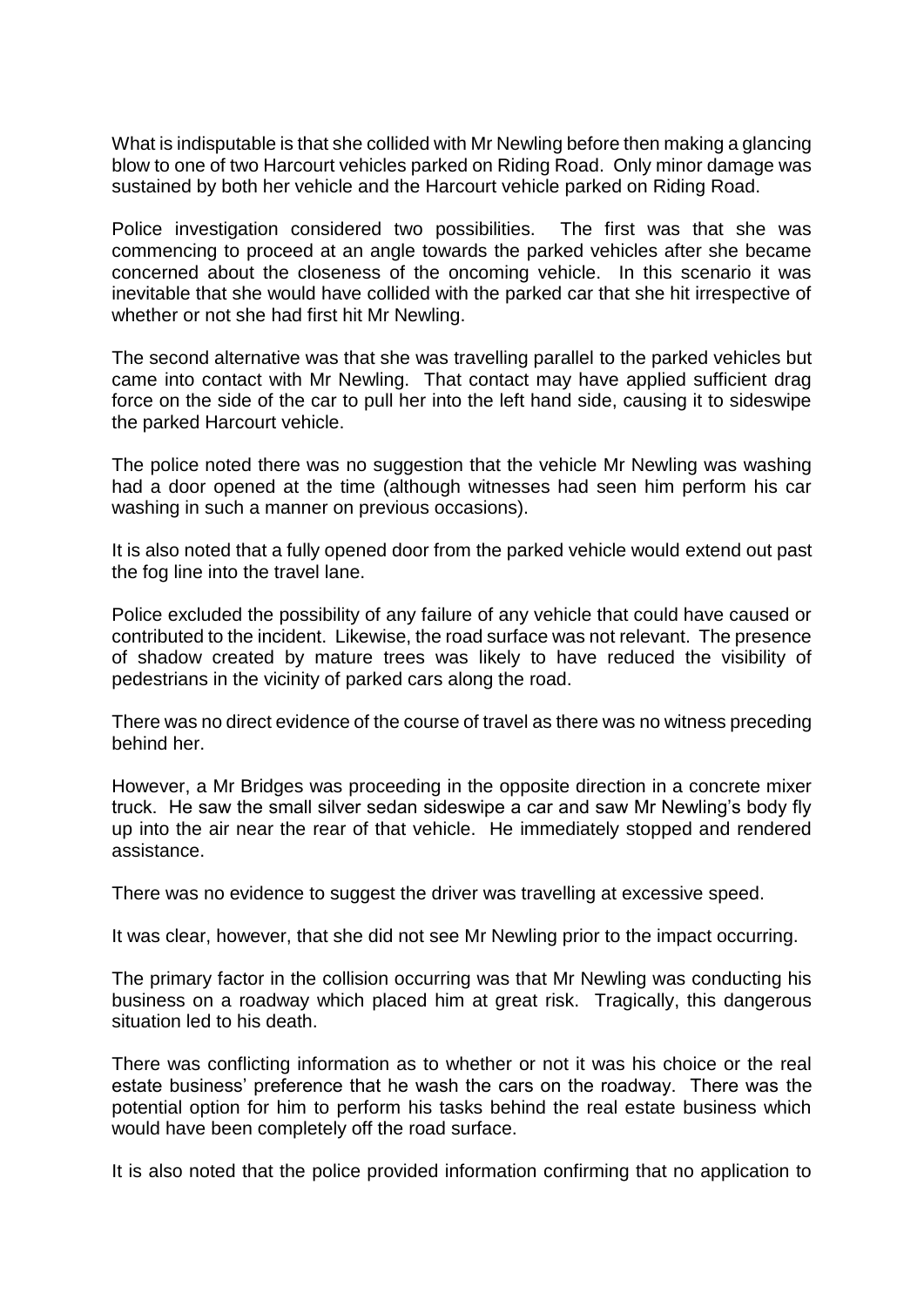What is indisputable is that she collided with Mr Newling before then making a glancing blow to one of two Harcourt vehicles parked on Riding Road. Only minor damage was sustained by both her vehicle and the Harcourt vehicle parked on Riding Road.

Police investigation considered two possibilities. The first was that she was commencing to proceed at an angle towards the parked vehicles after she became concerned about the closeness of the oncoming vehicle. In this scenario it was inevitable that she would have collided with the parked car that she hit irrespective of whether or not she had first hit Mr Newling.

The second alternative was that she was travelling parallel to the parked vehicles but came into contact with Mr Newling. That contact may have applied sufficient drag force on the side of the car to pull her into the left hand side, causing it to sideswipe the parked Harcourt vehicle.

The police noted there was no suggestion that the vehicle Mr Newling was washing had a door opened at the time (although witnesses had seen him perform his car washing in such a manner on previous occasions).

It is also noted that a fully opened door from the parked vehicle would extend out past the fog line into the travel lane.

Police excluded the possibility of any failure of any vehicle that could have caused or contributed to the incident. Likewise, the road surface was not relevant. The presence of shadow created by mature trees was likely to have reduced the visibility of pedestrians in the vicinity of parked cars along the road.

There was no direct evidence of the course of travel as there was no witness preceding behind her.

However, a Mr Bridges was proceeding in the opposite direction in a concrete mixer truck. He saw the small silver sedan sideswipe a car and saw Mr Newling's body fly up into the air near the rear of that vehicle. He immediately stopped and rendered assistance.

There was no evidence to suggest the driver was travelling at excessive speed.

It was clear, however, that she did not see Mr Newling prior to the impact occurring.

The primary factor in the collision occurring was that Mr Newling was conducting his business on a roadway which placed him at great risk. Tragically, this dangerous situation led to his death.

There was conflicting information as to whether or not it was his choice or the real estate business' preference that he wash the cars on the roadway. There was the potential option for him to perform his tasks behind the real estate business which would have been completely off the road surface.

It is also noted that the police provided information confirming that no application to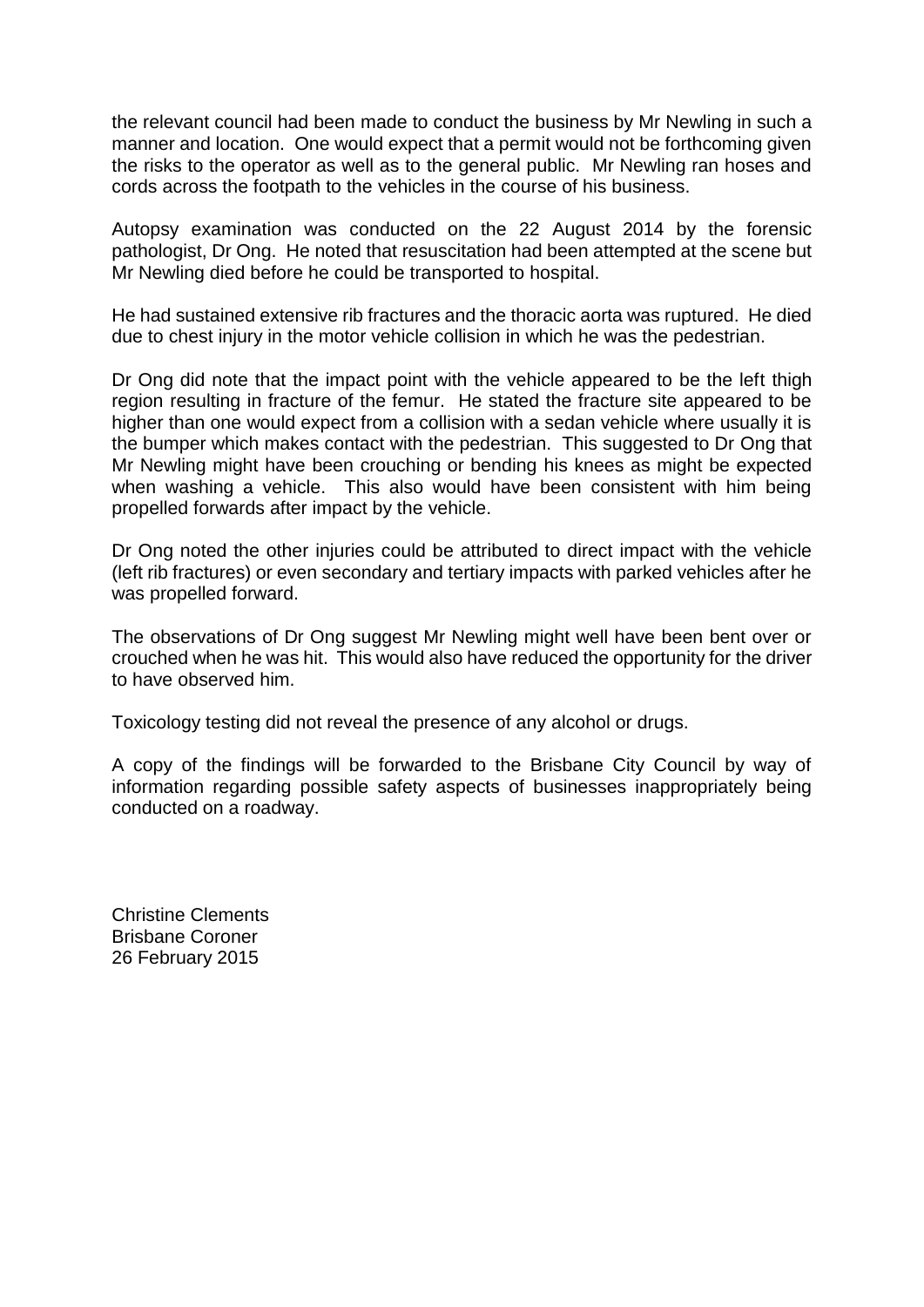the relevant council had been made to conduct the business by Mr Newling in such a manner and location. One would expect that a permit would not be forthcoming given the risks to the operator as well as to the general public. Mr Newling ran hoses and cords across the footpath to the vehicles in the course of his business.

Autopsy examination was conducted on the 22 August 2014 by the forensic pathologist, Dr Ong. He noted that resuscitation had been attempted at the scene but Mr Newling died before he could be transported to hospital.

He had sustained extensive rib fractures and the thoracic aorta was ruptured. He died due to chest injury in the motor vehicle collision in which he was the pedestrian.

Dr Ong did note that the impact point with the vehicle appeared to be the left thigh region resulting in fracture of the femur. He stated the fracture site appeared to be higher than one would expect from a collision with a sedan vehicle where usually it is the bumper which makes contact with the pedestrian. This suggested to Dr Ong that Mr Newling might have been crouching or bending his knees as might be expected when washing a vehicle. This also would have been consistent with him being propelled forwards after impact by the vehicle.

Dr Ong noted the other injuries could be attributed to direct impact with the vehicle (left rib fractures) or even secondary and tertiary impacts with parked vehicles after he was propelled forward.

The observations of Dr Ong suggest Mr Newling might well have been bent over or crouched when he was hit. This would also have reduced the opportunity for the driver to have observed him.

Toxicology testing did not reveal the presence of any alcohol or drugs.

A copy of the findings will be forwarded to the Brisbane City Council by way of information regarding possible safety aspects of businesses inappropriately being conducted on a roadway.

Christine Clements
Brisbane Coroner
26 February 2015